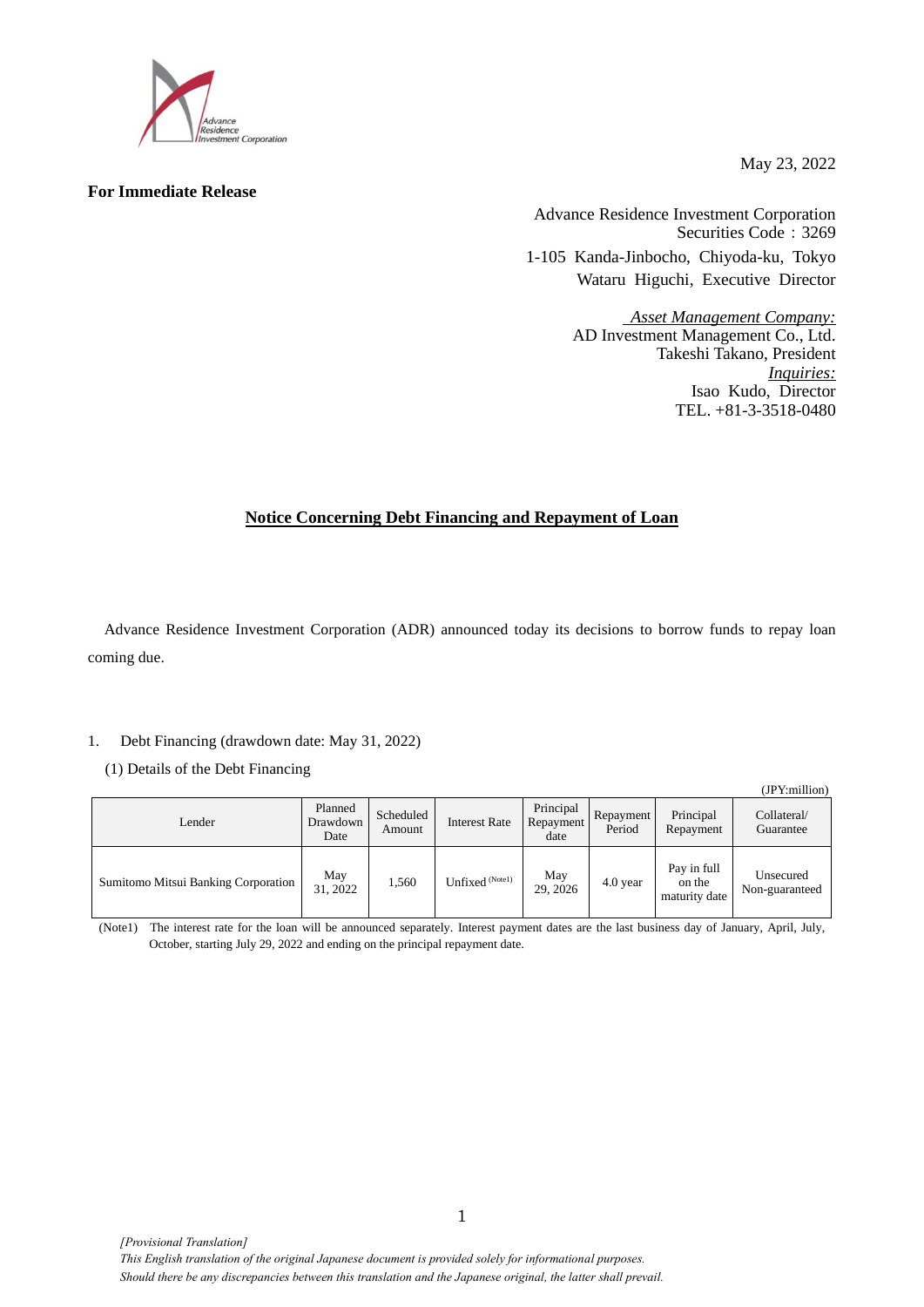May 23, 2022

**For Immediate Release**

Advance Residence Investment Corporation
Securities Code : 3269
1-105 Kanda-Jinbocho, Chiyoda-ku, Tokyo
Wataru Higuchi, Executive Director

*Asset Management Company:*
AD Investment Management Co., Ltd.
Takeshi Takano, President
*Inquiries:*
Isao Kudo, Director
TEL. +81-3-3518-0480

# Notice Concerning Debt Financing and Repayment of Loan

Advance Residence Investment Corporation (ADR) announced today its decisions to borrow funds to repay loan coming due.

1. Debt Financing (drawdown date: May 31, 2022)

(1) Details of the Debt Financing

(JPY:million)

| Lender | Planned Drawdown Date | Scheduled Amount | Interest Rate | Principal Repayment date | Repayment Period | Principal Repayment | Collateral/ Guarantee |
|---|---|---|---|---|---|---|---|
| Sumitomo Mitsui Banking Corporation | May 31, 2022 | 1,560 | Unfixed (Note1) | May 29, 2026 | 4.0 year | Pay in full on the maturity date | Unsecured Non-guaranteed |

(Note1) The interest rate for the loan will be announced separately. Interest payment dates are the last business day of January, April, July, October, starting July 29, 2022 and ending on the principal repayment date.

*[Provisional Translation]*
*This English translation of the original Japanese document is provided solely for informational purposes.*
*Should there be any discrepancies between this translation and the Japanese original, the latter shall prevail.*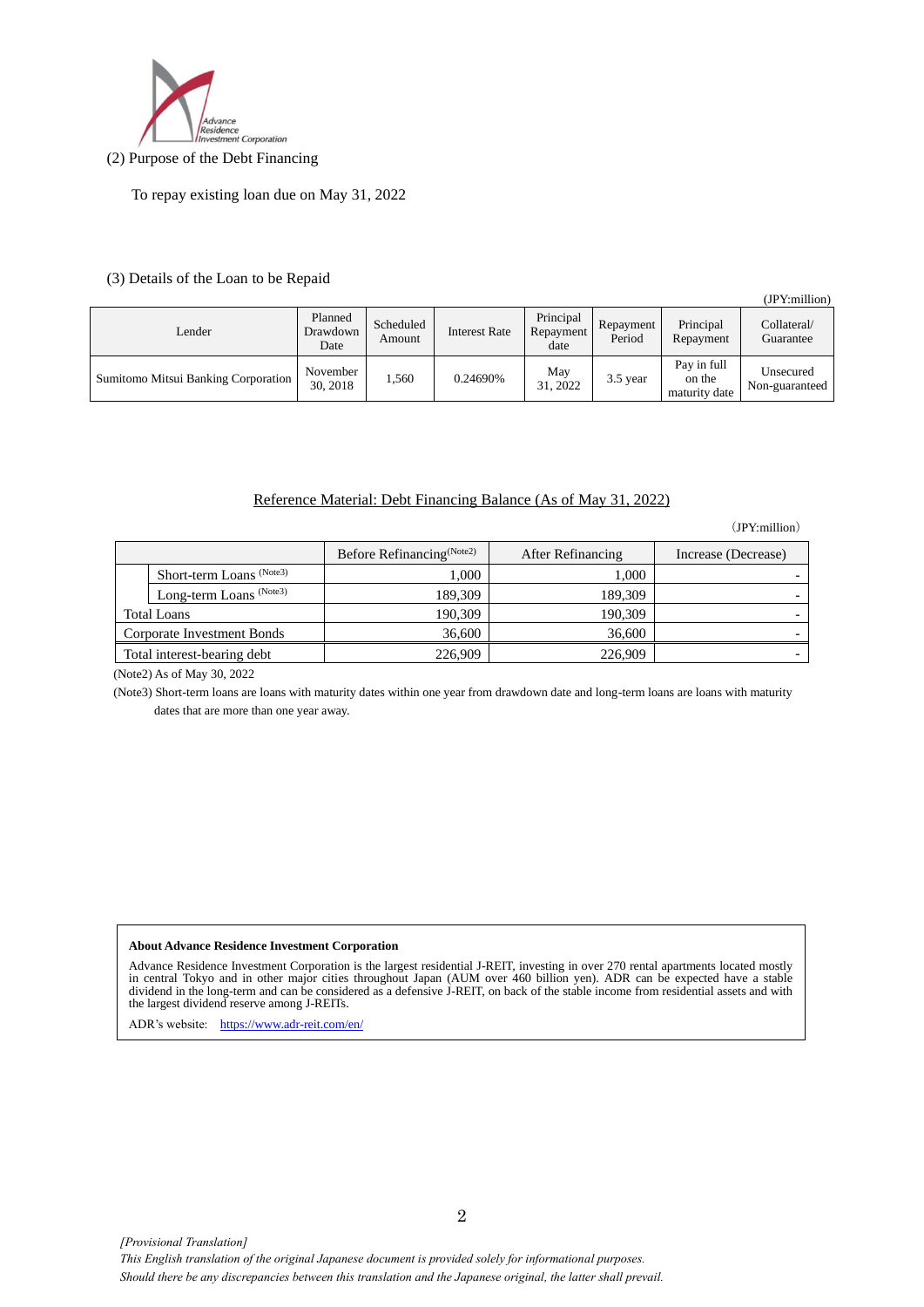(2) Purpose of the Debt Financing

To repay existing loan due on May 31, 2022

(3) Details of the Loan to be Repaid

(JPY:million)

| Lender | Planned Drawdown Date | Scheduled Amount | Interest Rate | Principal Repayment date | Repayment Period | Principal Repayment | Collateral/ Guarantee |
|---|---|---|---|---|---|---|---|
| Sumitomo Mitsui Banking Corporation | November 30, 2018 | 1,560 | 0.24690% | May 31, 2022 | 3.5 year | Pay in full on the maturity date | Unsecured Non-guaranteed |

Reference Material: Debt Financing Balance (As of May 31, 2022)

(JPY:million)

| | Before Refinancing (Note2) | After Refinancing | Increase (Decrease) |
|---|---|---|---|
| Short-term Loans (Note3) | 1,000 | 1,000 | - |
| Long-term Loans (Note3) | 189,309 | 189,309 | - |
| Total Loans | 190,309 | 190,309 | - |
| Corporate Investment Bonds | 36,600 | 36,600 | - |
| Total interest-bearing debt | 226,909 | 226,909 | - |

(Note2) As of May 30, 2022

(Note3) Short-term loans are loans with maturity dates within one year from drawdown date and long-term loans are loans with maturity dates that are more than one year away.

**About Advance Residence Investment Corporation**

Advance Residence Investment Corporation is the largest residential J-REIT, investing in over 270 rental apartments located mostly in central Tokyo and in other major cities throughout Japan (AUM over 460 billion yen). ADR can be expected have a stable dividend in the long-term and can be considered as a defensive J-REIT, on back of the stable income from residential assets and with the largest dividend reserve among J-REITs.

ADR's website: https://www.adr-reit.com/en/

*[Provisional Translation]*
*This English translation of the original Japanese document is provided solely for informational purposes.*
*Should there be any discrepancies between this translation and the Japanese original, the latter shall prevail.*